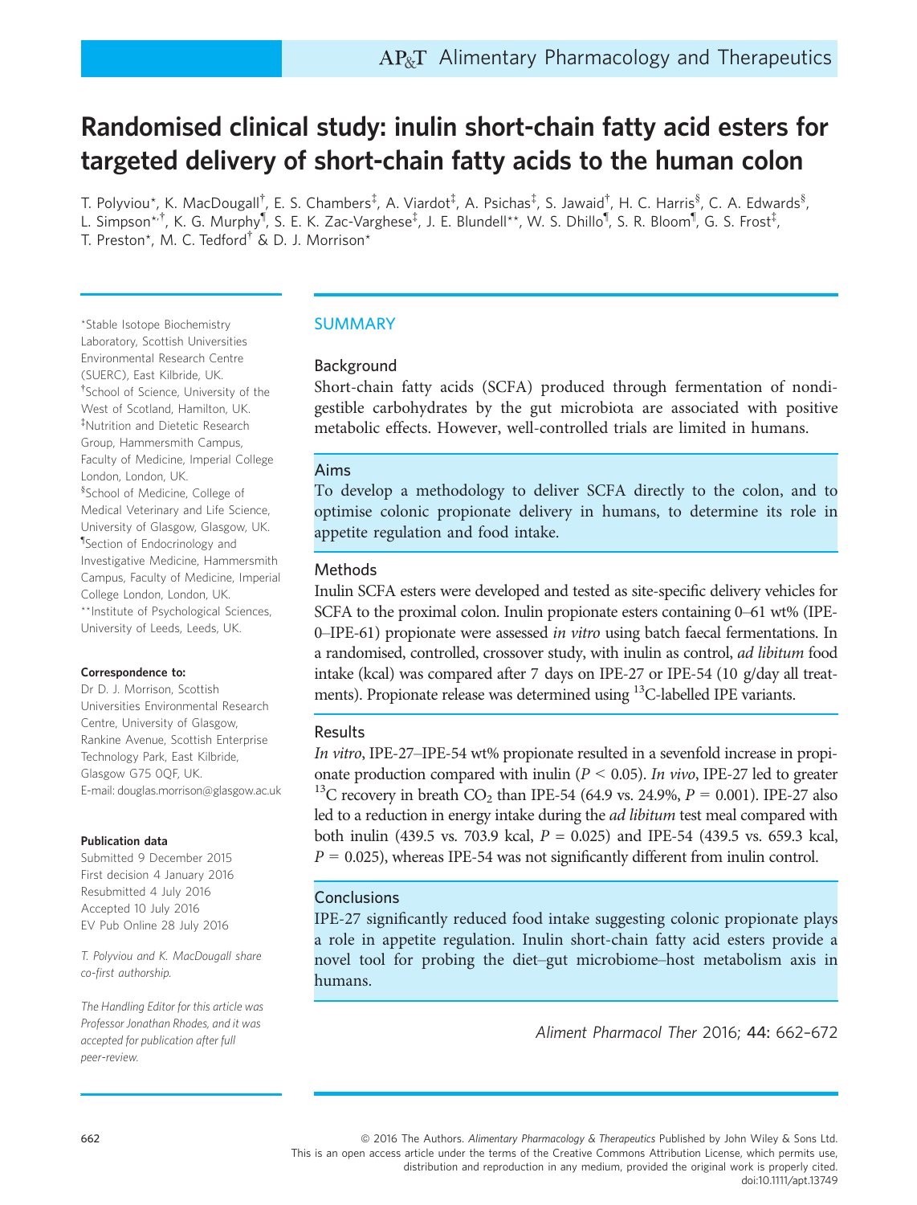# Randomised clinical study: inulin short-chain fatty acid esters for targeted delivery of short-chain fatty acids to the human colon

T. Polyviou*, K. MacDougall[†], E. S. Chambers[‡], A. Viardot[‡], A. Psichas[‡], S. Jawaid[†], H. C. Harris[§], C. A. Edwards[§], L. Simpson*[,†], K. G. Murphy[¶], S. E. K. Zac-Varghese[‡], J. E. Blundell**, W. S. Dhillo[¶], S. R. Bloom[¶], G. S. Frost[‡], T. Preston*, M. C. Tedford[†] & D. J. Morrison*

*Stable Isotope Biochemistry Laboratory, Scottish Universities Environmental Research Centre (SUERC), East Kilbride, UK.
[†]School of Science, University of the West of Scotland, Hamilton, UK.
[‡]Nutrition and Dietetic Research Group, Hammersmith Campus, Faculty of Medicine, Imperial College London, London, UK.
[§]School of Medicine, College of Medical Veterinary and Life Science, University of Glasgow, Glasgow, UK.
[¶]Section of Endocrinology and Investigative Medicine, Hammersmith Campus, Faculty of Medicine, Imperial College London, London, UK.
**Institute of Psychological Sciences, University of Leeds, Leeds, UK.

**Correspondence to:**
Dr D. J. Morrison, Scottish Universities Environmental Research Centre, University of Glasgow, Rankine Avenue, Scottish Enterprise Technology Park, East Kilbride, Glasgow G75 0QF, UK.
E-mail: douglas.morrison@glasgow.ac.uk

**Publication data**
Submitted 9 December 2015
First decision 4 January 2016
Resubmitted 4 July 2016
Accepted 10 July 2016
EV Pub Online 28 July 2016

*T. Polyviou and K. MacDougall share co-first authorship.*

*The Handling Editor for this article was Professor Jonathan Rhodes, and it was accepted for publication after full peer-review.*

## SUMMARY

### Background

Short-chain fatty acids (SCFA) produced through fermentation of nondigestible carbohydrates by the gut microbiota are associated with positive metabolic effects. However, well-controlled trials are limited in humans.

### Aims

To develop a methodology to deliver SCFA directly to the colon, and to optimise colonic propionate delivery in humans, to determine its role in appetite regulation and food intake.

### Methods

Inulin SCFA esters were developed and tested as site-specific delivery vehicles for SCFA to the proximal colon. Inulin propionate esters containing 0–61 wt% (IPE-0–IPE-61) propionate were assessed *in vitro* using batch faecal fermentations. In a randomised, controlled, crossover study, with inulin as control, *ad libitum* food intake (kcal) was compared after 7 days on IPE-27 or IPE-54 (10 g/day all treatments). Propionate release was determined using $^{13}$C-labelled IPE variants.

### Results

*In vitro*, IPE-27–IPE-54 wt% propionate resulted in a sevenfold increase in propionate production compared with inulin ($P < 0.05$). *In vivo*, IPE-27 led to greater $^{13}$C recovery in breath $CO_2$ than IPE-54 (64.9 vs. 24.9%, $P = 0.001$). IPE-27 also led to a reduction in energy intake during the *ad libitum* test meal compared with both inulin (439.5 vs. 703.9 kcal, $P = 0.025$) and IPE-54 (439.5 vs. 659.3 kcal, $P = 0.025$), whereas IPE-54 was not significantly different from inulin control.

### Conclusions

IPE-27 significantly reduced food intake suggesting colonic propionate plays a role in appetite regulation. Inulin short-chain fatty acid esters provide a novel tool for probing the diet–gut microbiome–host metabolism axis in humans.

© 2016 The Authors. *Alimentary Pharmacology & Therapeutics* Published by John Wiley & Sons Ltd.
This is an open access article under the terms of the Creative Commons Attribution License, which permits use, distribution and reproduction in any medium, provided the original work is properly cited.
doi:10.1111/apt.13749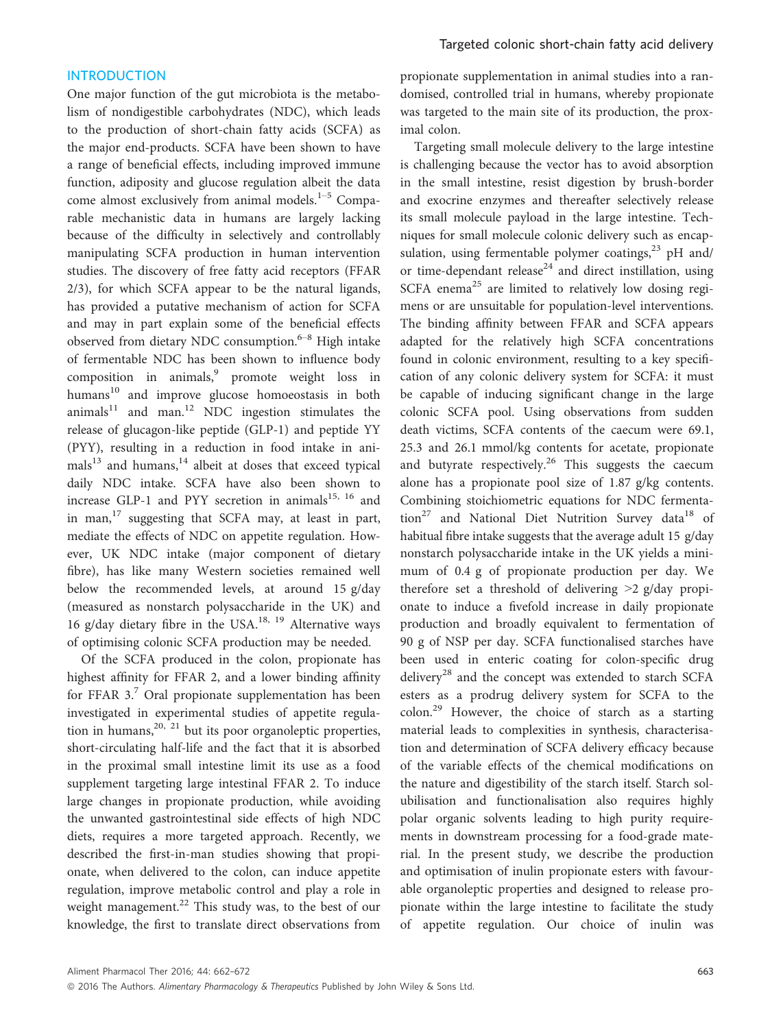## INTRODUCTION

One major function of the gut microbiota is the metabolism of nondigestible carbohydrates (NDC), which leads to the production of short-chain fatty acids (SCFA) as the major end-products. SCFA have been shown to have a range of beneficial effects, including improved immune function, adiposity and glucose regulation albeit the data come almost exclusively from animal models.[1–5] Comparable mechanistic data in humans are largely lacking because of the difficulty in selectively and controllably manipulating SCFA production in human intervention studies. The discovery of free fatty acid receptors (FFAR 2/3), for which SCFA appear to be the natural ligands, has provided a putative mechanism of action for SCFA and may in part explain some of the beneficial effects observed from dietary NDC consumption.[6–8] High intake of fermentable NDC has been shown to influence body composition in animals,[9] promote weight loss in humans[10] and improve glucose homoeostasis in both animals[11] and man.[12] NDC ingestion stimulates the release of glucagon-like peptide (GLP-1) and peptide YY (PYY), resulting in a reduction in food intake in animals[13] and humans,[14] albeit at doses that exceed typical daily NDC intake. SCFA have also been shown to increase GLP-1 and PYY secretion in animals[15, 16] and in man,[17] suggesting that SCFA may, at least in part, mediate the effects of NDC on appetite regulation. However, UK NDC intake (major component of dietary fibre), has like many Western societies remained well below the recommended levels, at around 15 g/day (measured as nonstarch polysaccharide in the UK) and 16 g/day dietary fibre in the USA.[18, 19] Alternative ways of optimising colonic SCFA production may be needed.

Of the SCFA produced in the colon, propionate has highest affinity for FFAR 2, and a lower binding affinity for FFAR 3.[7] Oral propionate supplementation has been investigated in experimental studies of appetite regulation in humans,[20, 21] but its poor organoleptic properties, short-circulating half-life and the fact that it is absorbed in the proximal small intestine limit its use as a food supplement targeting large intestinal FFAR 2. To induce large changes in propionate production, while avoiding the unwanted gastrointestinal side effects of high NDC diets, requires a more targeted approach. Recently, we described the first-in-man studies showing that propionate, when delivered to the colon, can induce appetite regulation, improve metabolic control and play a role in weight management.[22] This study was, to the best of our knowledge, the first to translate direct observations from propionate supplementation in animal studies into a randomised, controlled trial in humans, whereby propionate was targeted to the main site of its production, the proximal colon.

Targeting small molecule delivery to the large intestine is challenging because the vector has to avoid absorption in the small intestine, resist digestion by brush-border and exocrine enzymes and thereafter selectively release its small molecule payload in the large intestine. Techniques for small molecule colonic delivery such as encapsulation, using fermentable polymer coatings,[23] pH and/or time-dependant release[24] and direct instillation, using SCFA enema[25] are limited to relatively low dosing regimens or are unsuitable for population-level interventions. The binding affinity between FFAR and SCFA appears adapted for the relatively high SCFA concentrations found in colonic environment, resulting to a key specification of any colonic delivery system for SCFA: it must be capable of inducing significant change in the large colonic SCFA pool. Using observations from sudden death victims, SCFA contents of the caecum were 69.1, 25.3 and 26.1 mmol/kg contents for acetate, propionate and butyrate respectively.[26] This suggests the caecum alone has a propionate pool size of 1.87 g/kg contents. Combining stoichiometric equations for NDC fermentation[27] and National Diet Nutrition Survey data[18] of habitual fibre intake suggests that the average adult 15 g/day nonstarch polysaccharide intake in the UK yields a minimum of 0.4 g of propionate production per day. We therefore set a threshold of delivering >2 g/day propionate to induce a fivefold increase in daily propionate production and broadly equivalent to fermentation of 90 g of NSP per day. SCFA functionalised starches have been used in enteric coating for colon-specific drug delivery[28] and the concept was extended to starch SCFA esters as a prodrug delivery system for SCFA to the colon.[29] However, the choice of starch as a starting material leads to complexities in synthesis, characterisation and determination of SCFA delivery efficacy because of the variable effects of the chemical modifications on the nature and digestibility of the starch itself. Starch solubilisation and functionalisation also requires highly polar organic solvents leading to high purity requirements in downstream processing for a food-grade material. In the present study, we describe the production and optimisation of inulin propionate esters with favourable organoleptic properties and designed to release propionate within the large intestine to facilitate the study of appetite regulation. Our choice of inulin was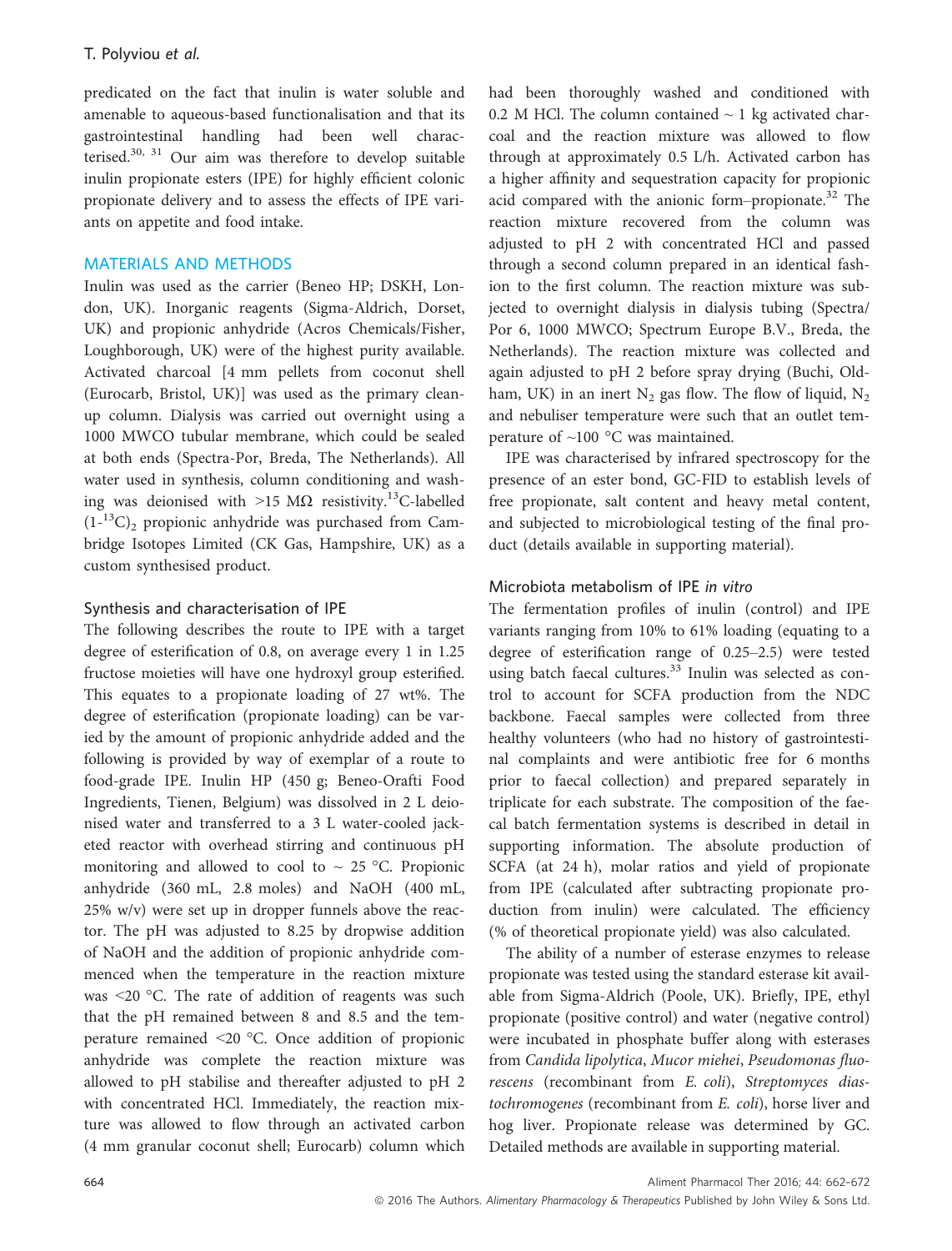predicated on the fact that inulin is water soluble and amenable to aqueous-based functionalisation and that its gastrointestinal handling had been well characterised.[30, 31] Our aim was therefore to develop suitable inulin propionate esters (IPE) for highly efficient colonic propionate delivery and to assess the effects of IPE variants on appetite and food intake.

## MATERIALS AND METHODS

Inulin was used as the carrier (Beneo HP; DSKH, London, UK). Inorganic reagents (Sigma-Aldrich, Dorset, UK) and propionic anhydride (Acros Chemicals/Fisher, Loughborough, UK) were of the highest purity available. Activated charcoal [4 mm pellets from coconut shell (Eurocarb, Bristol, UK)] was used as the primary clean-up column. Dialysis was carried out overnight using a 1000 MWCO tubular membrane, which could be sealed at both ends (Spectra-Por, Breda, The Netherlands). All water used in synthesis, column conditioning and washing was deionised with >15 MΩ resistivity. $^{13}$C-labelled $(1\text{-}^{13}C)_2$ propionic anhydride was purchased from Cambridge Isotopes Limited (CK Gas, Hampshire, UK) as a custom synthesised product.

### Synthesis and characterisation of IPE

The following describes the route to IPE with a target degree of esterification of 0.8, on average every 1 in 1.25 fructose moieties will have one hydroxyl group esterified. This equates to a propionate loading of 27 wt%. The degree of esterification (propionate loading) can be varied by the amount of propionic anhydride added and the following is provided by way of exemplar of a route to food-grade IPE. Inulin HP (450 g; Beneo-Orafti Food Ingredients, Tienen, Belgium) was dissolved in 2 L deionised water and transferred to a 3 L water-cooled jacketed reactor with overhead stirring and continuous pH monitoring and allowed to cool to ~ 25 °C. Propionic anhydride (360 mL, 2.8 moles) and NaOH (400 mL, 25% w/v) were set up in dropper funnels above the reactor. The pH was adjusted to 8.25 by dropwise addition of NaOH and the addition of propionic anhydride commenced when the temperature in the reaction mixture was <20 °C. The rate of addition of reagents was such that the pH remained between 8 and 8.5 and the temperature remained <20 °C. Once addition of propionic anhydride was complete the reaction mixture was allowed to pH stabilise and thereafter adjusted to pH 2 with concentrated HCl. Immediately, the reaction mixture was allowed to flow through an activated carbon (4 mm granular coconut shell; Eurocarb) column which had been thoroughly washed and conditioned with 0.2 M HCl. The column contained ~ 1 kg activated charcoal and the reaction mixture was allowed to flow through at approximately 0.5 L/h. Activated carbon has a higher affinity and sequestration capacity for propionic acid compared with the anionic form–propionate.[32] The reaction mixture recovered from the column was adjusted to pH 2 with concentrated HCl and passed through a second column prepared in an identical fashion to the first column. The reaction mixture was subjected to overnight dialysis in dialysis tubing (Spectra/Por 6, 1000 MWCO; Spectrum Europe B.V., Breda, the Netherlands). The reaction mixture was collected and again adjusted to pH 2 before spray drying (Buchi, Oldham, UK) in an inert $N_2$ gas flow. The flow of liquid, $N_2$ and nebuliser temperature were such that an outlet temperature of ~100 °C was maintained.

IPE was characterised by infrared spectroscopy for the presence of an ester bond, GC-FID to establish levels of free propionate, salt content and heavy metal content, and subjected to microbiological testing of the final product (details available in supporting material).

### Microbiota metabolism of IPE *in vitro*

The fermentation profiles of inulin (control) and IPE variants ranging from 10% to 61% loading (equating to a degree of esterification range of 0.25–2.5) were tested using batch faecal cultures.[33] Inulin was selected as control to account for SCFA production from the NDC backbone. Faecal samples were collected from three healthy volunteers (who had no history of gastrointestinal complaints and were antibiotic free for 6 months prior to faecal collection) and prepared separately in triplicate for each substrate. The composition of the faecal batch fermentation systems is described in detail in supporting information. The absolute production of SCFA (at 24 h), molar ratios and yield of propionate from IPE (calculated after subtracting propionate production from inulin) were calculated. The efficiency (% of theoretical propionate yield) was also calculated.

The ability of a number of esterase enzymes to release propionate was tested using the standard esterase kit available from Sigma-Aldrich (Poole, UK). Briefly, IPE, ethyl propionate (positive control) and water (negative control) were incubated in phosphate buffer along with esterases from *Candida lipolytica*, *Mucor miehei*, *Pseudomonas fluorescens* (recombinant from *E. coli*), *Streptomyces diastochromogenes* (recombinant from *E. coli*), horse liver and hog liver. Propionate release was determined by GC. Detailed methods are available in supporting material.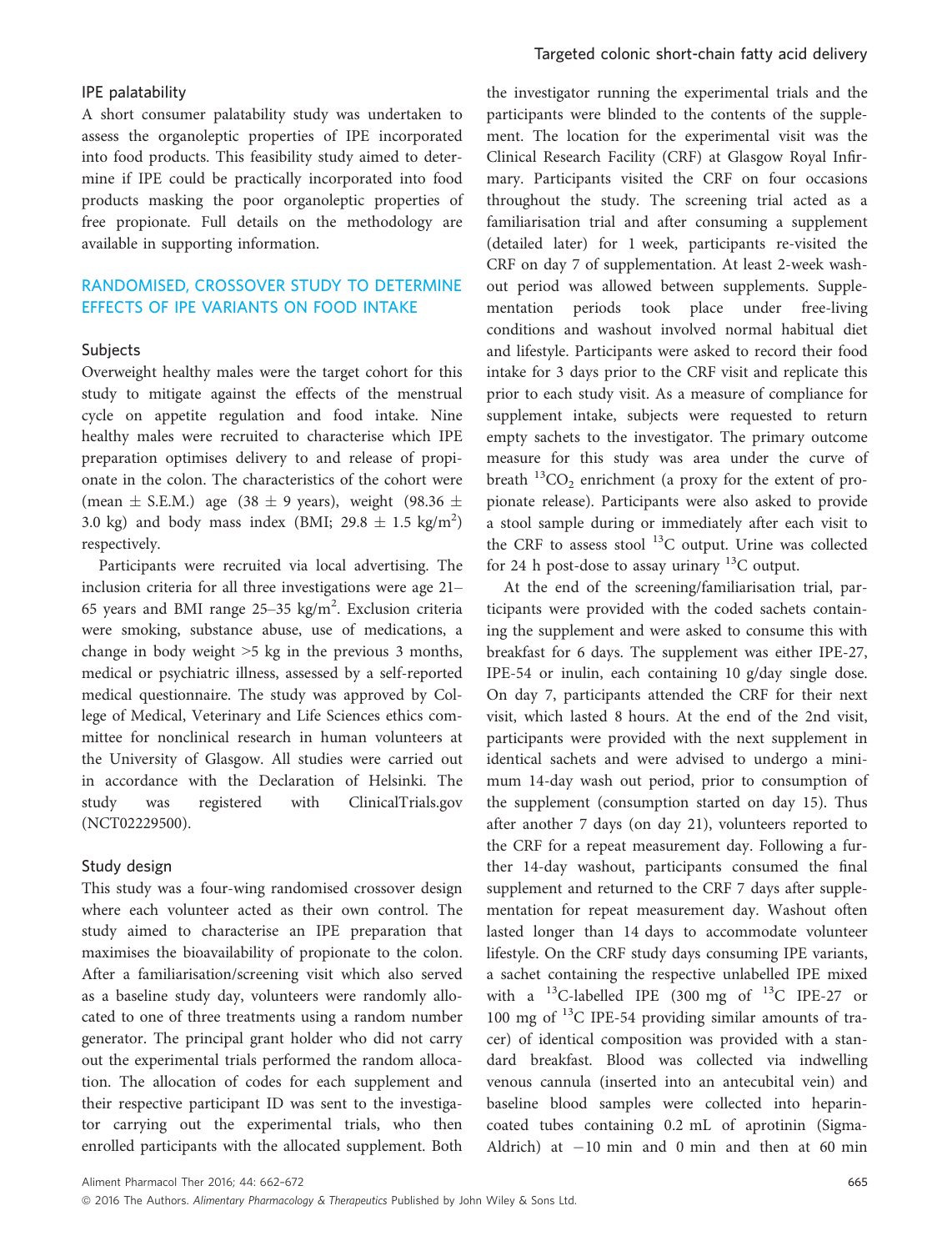### IPE palatability

A short consumer palatability study was undertaken to assess the organoleptic properties of IPE incorporated into food products. This feasibility study aimed to determine if IPE could be practically incorporated into food products masking the poor organoleptic properties of free propionate. Full details on the methodology are available in supporting information.

## RANDOMISED, CROSSOVER STUDY TO DETERMINE EFFECTS OF IPE VARIANTS ON FOOD INTAKE

### Subjects

Overweight healthy males were the target cohort for this study to mitigate against the effects of the menstrual cycle on appetite regulation and food intake. Nine healthy males were recruited to characterise which IPE preparation optimises delivery to and release of propionate in the colon. The characteristics of the cohort were (mean ± S.E.M.) age (38 ± 9 years), weight (98.36 ± 3.0 kg) and body mass index (BMI; 29.8 ± 1.5 kg/m$^2$) respectively.

Participants were recruited via local advertising. The inclusion criteria for all three investigations were age 21–65 years and BMI range 25–35 kg/m$^2$. Exclusion criteria were smoking, substance abuse, use of medications, a change in body weight >5 kg in the previous 3 months, medical or psychiatric illness, assessed by a self-reported medical questionnaire. The study was approved by College of Medical, Veterinary and Life Sciences ethics committee for nonclinical research in human volunteers at the University of Glasgow. All studies were carried out in accordance with the Declaration of Helsinki. The study was registered with ClinicalTrials.gov (NCT02229500).

### Study design

This study was a four-wing randomised crossover design where each volunteer acted as their own control. The study aimed to characterise an IPE preparation that maximises the bioavailability of propionate to the colon. After a familiarisation/screening visit which also served as a baseline study day, volunteers were randomly allocated to one of three treatments using a random number generator. The principal grant holder who did not carry out the experimental trials performed the random allocation. The allocation of codes for each supplement and their respective participant ID was sent to the investigator carrying out the experimental trials, who then enrolled participants with the allocated supplement. Both the investigator running the experimental trials and the participants were blinded to the contents of the supplement. The location for the experimental visit was the Clinical Research Facility (CRF) at Glasgow Royal Infirmary. Participants visited the CRF on four occasions throughout the study. The screening trial acted as a familiarisation trial and after consuming a supplement (detailed later) for 1 week, participants re-visited the CRF on day 7 of supplementation. At least 2-week washout period was allowed between supplements. Supplementation periods took place under free-living conditions and washout involved normal habitual diet and lifestyle. Participants were asked to record their food intake for 3 days prior to the CRF visit and replicate this prior to each study visit. As a measure of compliance for supplement intake, subjects were requested to return empty sachets to the investigator. The primary outcome measure for this study was area under the curve of breath $^{13}CO_2$ enrichment (a proxy for the extent of propionate release). Participants were also asked to provide a stool sample during or immediately after each visit to the CRF to assess stool $^{13}C$ output. Urine was collected for 24 h post-dose to assay urinary $^{13}C$ output.

At the end of the screening/familiarisation trial, participants were provided with the coded sachets containing the supplement and were asked to consume this with breakfast for 6 days. The supplement was either IPE-27, IPE-54 or inulin, each containing 10 g/day single dose. On day 7, participants attended the CRF for their next visit, which lasted 8 hours. At the end of the 2nd visit, participants were provided with the next supplement in identical sachets and were advised to undergo a minimum 14-day wash out period, prior to consumption of the supplement (consumption started on day 15). Thus after another 7 days (on day 21), volunteers reported to the CRF for a repeat measurement day. Following a further 14-day washout, participants consumed the final supplement and returned to the CRF 7 days after supplementation for repeat measurement day. Washout often lasted longer than 14 days to accommodate volunteer lifestyle. On the CRF study days consuming IPE variants, a sachet containing the respective unlabelled IPE mixed with a $^{13}C$-labelled IPE (300 mg of $^{13}C$ IPE-27 or 100 mg of $^{13}C$ IPE-54 providing similar amounts of tracer) of identical composition was provided with a standard breakfast. Blood was collected via indwelling venous cannula (inserted into an antecubital vein) and baseline blood samples were collected into heparin-coated tubes containing 0.2 mL of aprotinin (Sigma-Aldrich) at −10 min and 0 min and then at 60 min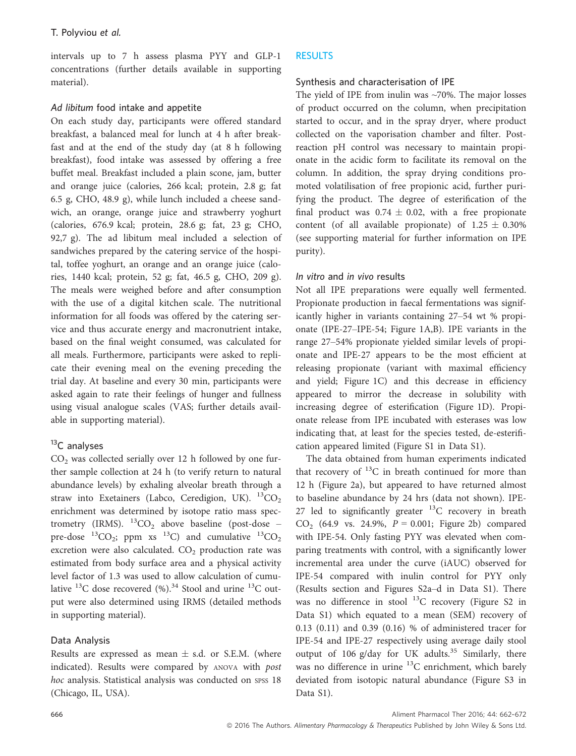intervals up to 7 h assess plasma PYY and GLP-1 concentrations (further details available in supporting material).

### *Ad libitum* food intake and appetite

On each study day, participants were offered standard breakfast, a balanced meal for lunch at 4 h after breakfast and at the end of the study day (at 8 h following breakfast), food intake was assessed by offering a free buffet meal. Breakfast included a plain scone, jam, butter and orange juice (calories, 266 kcal; protein, 2.8 g; fat 6.5 g, CHO, 48.9 g), while lunch included a cheese sandwich, an orange, orange juice and strawberry yoghurt (calories, 676.9 kcal; protein, 28.6 g; fat, 23 g; CHO, 92,7 g). The ad libitum meal included a selection of sandwiches prepared by the catering service of the hospital, toffee yoghurt, an orange and an orange juice (calories, 1440 kcal; protein, 52 g; fat, 46.5 g, CHO, 209 g). The meals were weighed before and after consumption with the use of a digital kitchen scale. The nutritional information for all foods was offered by the catering service and thus accurate energy and macronutrient intake, based on the final weight consumed, was calculated for all meals. Furthermore, participants were asked to replicate their evening meal on the evening preceding the trial day. At baseline and every 30 min, participants were asked again to rate their feelings of hunger and fullness using visual analogue scales (VAS; further details available in supporting material).

### $^{13}C$ analyses

$CO_2$ was collected serially over 12 h followed by one further sample collection at 24 h (to verify return to natural abundance levels) by exhaling alveolar breath through a straw into Exetainers (Labco, Ceredigion, UK). $^{13}CO_2$ enrichment was determined by isotope ratio mass spectrometry (IRMS). $^{13}CO_2$ above baseline (post-dose – pre-dose $^{13}CO_2$; ppm xs $^{13}C$) and cumulative $^{13}CO_2$ excretion were also calculated. $CO_2$ production rate was estimated from body surface area and a physical activity level factor of 1.3 was used to allow calculation of cumulative $^{13}C$ dose recovered (%).[34] Stool and urine $^{13}C$ output were also determined using IRMS (detailed methods in supporting material).

### Data Analysis

Results are expressed as mean ± s.d. or S.E.M. (where indicated). Results were compared by ANOVA with *post hoc* analysis. Statistical analysis was conducted on SPSS 18 (Chicago, IL, USA).

## RESULTS

### Synthesis and characterisation of IPE

The yield of IPE from inulin was ~70%. The major losses of product occurred on the column, when precipitation started to occur, and in the spray dryer, where product collected on the vaporisation chamber and filter. Post-reaction pH control was necessary to maintain propionate in the acidic form to facilitate its removal on the column. In addition, the spray drying conditions promoted volatilisation of free propionic acid, further purifying the product. The degree of esterification of the final product was 0.74 ± 0.02, with a free propionate content (of all available propionate) of 1.25 ± 0.30% (see supporting material for further information on IPE purity).

### *In vitro* and *in vivo* results

Not all IPE preparations were equally well fermented. Propionate production in faecal fermentations was significantly higher in variants containing 27–54 wt % propionate (IPE-27–IPE-54; Figure 1A,B). IPE variants in the range 27–54% propionate yielded similar levels of propionate and IPE-27 appears to be the most efficient at releasing propionate (variant with maximal efficiency and yield; Figure 1C) and this decrease in efficiency appeared to mirror the decrease in solubility with increasing degree of esterification (Figure 1D). Propionate release from IPE incubated with esterases was low indicating that, at least for the species tested, de-esterification appeared limited (Figure S1 in Data S1).

The data obtained from human experiments indicated that recovery of $^{13}C$ in breath continued for more than 12 h (Figure 2a), but appeared to have returned almost to baseline abundance by 24 hrs (data not shown). IPE-27 led to significantly greater $^{13}C$ recovery in breath $CO_2$ (64.9 vs. 24.9%, $P = 0.001$; Figure 2b) compared with IPE-54. Only fasting PYY was elevated when comparing treatments with control, with a significantly lower incremental area under the curve (iAUC) observed for IPE-54 compared with inulin control for PYY only (Results section and Figures S2a–d in Data S1). There was no difference in stool $^{13}C$ recovery (Figure S2 in Data S1) which equated to a mean (SEM) recovery of 0.13 (0.11) and 0.39 (0.16) % of administered tracer for IPE-54 and IPE-27 respectively using average daily stool output of 106 g/day for UK adults.[35] Similarly, there was no difference in urine $^{13}C$ enrichment, which barely deviated from isotopic natural abundance (Figure S3 in Data S1).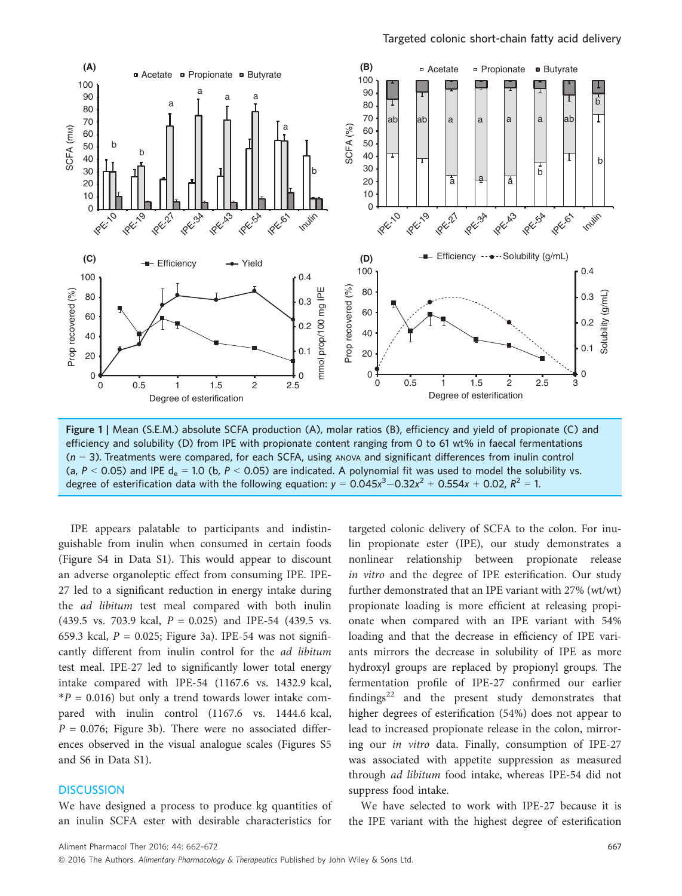**Figure 1 |** Mean (S.E.M.) absolute SCFA production (A), molar ratios (B), efficiency and yield of propionate (C) and efficiency and solubility (D) from IPE with propionate content ranging from 0 to 61 wt% in faecal fermentations ($n$ = 3). Treatments were compared, for each SCFA, using ANOVA and significant differences from inulin control (a, $P < 0.05$) and IPE $d_e$ = 1.0 (b, $P < 0.05$) are indicated. A polynomial fit was used to model the solubility vs. degree of esterification data with the following equation: $y = 0.045x^3 - 0.32x^2 + 0.554x + 0.02$, $R^2 = 1$.

IPE appears palatable to participants and indistinguishable from inulin when consumed in certain foods (Figure S4 in Data S1). This would appear to discount an adverse organoleptic effect from consuming IPE. IPE-27 led to a significant reduction in energy intake during the *ad libitum* test meal compared with both inulin (439.5 vs. 703.9 kcal, $P = 0.025$) and IPE-54 (439.5 vs. 659.3 kcal, $P = 0.025$; Figure 3a). IPE-54 was not significantly different from inulin control for the *ad libitum* test meal. IPE-27 led to significantly lower total energy intake compared with IPE-54 (1167.6 vs. 1432.9 kcal, *$P = 0.016$) but only a trend towards lower intake compared with inulin control (1167.6 vs. 1444.6 kcal, $P = 0.076$; Figure 3b). There were no associated differences observed in the visual analogue scales (Figures S5 and S6 in Data S1).

## DISCUSSION

We have designed a process to produce kg quantities of an inulin SCFA ester with desirable characteristics for targeted colonic delivery of SCFA to the colon. For inulin propionate ester (IPE), our study demonstrates a nonlinear relationship between propionate release *in vitro* and the degree of IPE esterification. Our study further demonstrated that an IPE variant with 27% (wt/wt) propionate loading is more efficient at releasing propionate when compared with an IPE variant with 54% loading and that the decrease in efficiency of IPE variants mirrors the decrease in solubility of IPE as more hydroxyl groups are replaced by propionyl groups. The fermentation profile of IPE-27 confirmed our earlier findings[22] and the present study demonstrates that higher degrees of esterification (54%) does not appear to lead to increased propionate release in the colon, mirroring our *in vitro* data. Finally, consumption of IPE-27 was associated with appetite suppression as measured through *ad libitum* food intake, whereas IPE-54 did not suppress food intake.

We have selected to work with IPE-27 because it is the IPE variant with the highest degree of esterification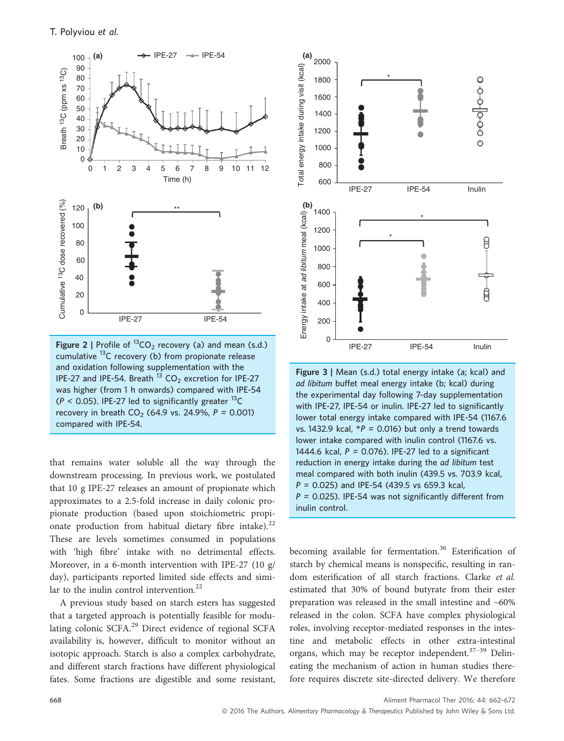Figure 2 | Profile of $^{13}CO_2$ recovery (a) and mean (s.d.) cumulative $^{13}C$ recovery (b) from propionate release and oxidation following supplementation with the IPE-27 and IPE-54. Breath $^{13}CO_2$ excretion for IPE-27 was higher (from 1 h onwards) compared with IPE-54 ($P < 0.05$). IPE-27 led to significantly greater $^{13}C$ recovery in breath $CO_2$ (64.9 vs. 24.9%, $P = 0.001$) compared with IPE-54.

Figure 3 | Mean (s.d.) total energy intake (a; kcal) and *ad libitum* buffet meal energy intake (b; kcal) during the experimental day following 7-day supplementation with IPE-27, IPE-54 or inulin. IPE-27 led to significantly lower total energy intake compared with IPE-54 (1167.6 vs. 1432.9 kcal, *$P = 0.016$) but only a trend towards lower intake compared with inulin control (1167.6 vs. 1444.6 kcal, $P = 0.076$). IPE-27 led to a significant reduction in energy intake during the *ad libitum* test meal compared with both inulin (439.5 vs. 703.9 kcal, $P = 0.025$) and IPE-54 (439.5 vs 659.3 kcal, $P = 0.025$). IPE-54 was not significantly different from inulin control.

that remains water soluble all the way through the downstream processing. In previous work, we postulated that 10 g IPE-27 releases an amount of propionate which approximates to a 2.5-fold increase in daily colonic propionate production (based upon stoichiometric propionate production from habitual dietary fibre intake).[22] These are levels sometimes consumed in populations with 'high fibre' intake with no detrimental effects. Moreover, in a 6-month intervention with IPE-27 (10 g/day), participants reported limited side effects and similar to the inulin control intervention.[22]

A previous study based on starch esters has suggested that a targeted approach is potentially feasible for modulating colonic SCFA.[29] Direct evidence of regional SCFA availability is, however, difficult to monitor without an isotopic approach. Starch is also a complex carbohydrate, and different starch fractions have different physiological fates. Some fractions are digestible and some resistant, becoming available for fermentation.[36] Esterification of starch by chemical means is nonspecific, resulting in random esterification of all starch fractions. Clarke *et al.* estimated that 30% of bound butyrate from their ester preparation was released in the small intestine and ~60% released in the colon. SCFA have complex physiological roles, involving receptor-mediated responses in the intestine and metabolic effects in other extra-intestinal organs, which may be receptor independent.[37–39] Delineating the mechanism of action in human studies therefore requires discrete site-directed delivery. We therefore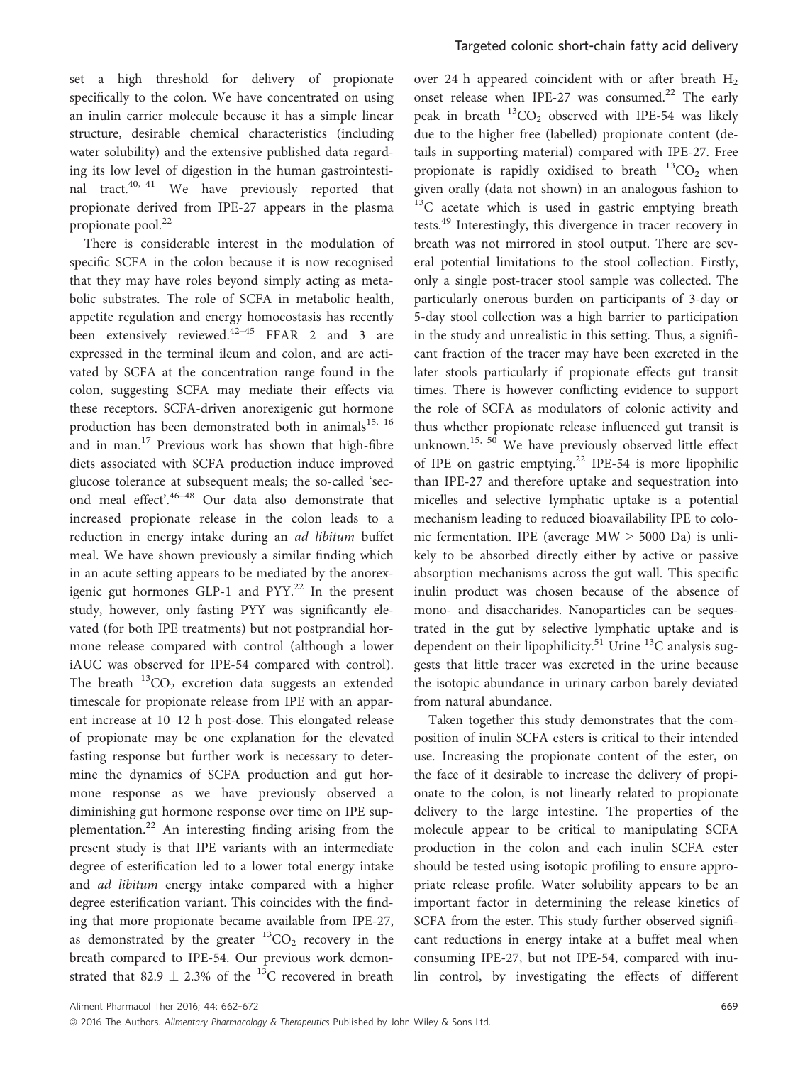set a high threshold for delivery of propionate specifically to the colon. We have concentrated on using an inulin carrier molecule because it has a simple linear structure, desirable chemical characteristics (including water solubility) and the extensive published data regarding its low level of digestion in the human gastrointestinal tract.[40, 41] We have previously reported that propionate derived from IPE-27 appears in the plasma propionate pool.[22]

There is considerable interest in the modulation of specific SCFA in the colon because it is now recognised that they may have roles beyond simply acting as metabolic substrates. The role of SCFA in metabolic health, appetite regulation and energy homoeostasis has recently been extensively reviewed.[42–45] FFAR 2 and 3 are expressed in the terminal ileum and colon, and are activated by SCFA at the concentration range found in the colon, suggesting SCFA may mediate their effects via these receptors. SCFA-driven anorexigenic gut hormone production has been demonstrated both in animals[15, 16] and in man.[17] Previous work has shown that high-fibre diets associated with SCFA production induce improved glucose tolerance at subsequent meals; the so-called 'second meal effect'.[46–48] Our data also demonstrate that increased propionate release in the colon leads to a reduction in energy intake during an *ad libitum* buffet meal. We have shown previously a similar finding which in an acute setting appears to be mediated by the anorexigenic gut hormones GLP-1 and PYY.[22] In the present study, however, only fasting PYY was significantly elevated (for both IPE treatments) but not postprandial hormone release compared with control (although a lower iAUC was observed for IPE-54 compared with control). The breath $^{13}CO_2$ excretion data suggests an extended timescale for propionate release from IPE with an apparent increase at 10–12 h post-dose. This elongated release of propionate may be one explanation for the elevated fasting response but further work is necessary to determine the dynamics of SCFA production and gut hormone response as we have previously observed a diminishing gut hormone response over time on IPE supplementation.[22] An interesting finding arising from the present study is that IPE variants with an intermediate degree of esterification led to a lower total energy intake and *ad libitum* energy intake compared with a higher degree esterification variant. This coincides with the finding that more propionate became available from IPE-27, as demonstrated by the greater $^{13}CO_2$ recovery in the breath compared to IPE-54. Our previous work demonstrated that 82.9 ± 2.3% of the $^{13}C$ recovered in breath over 24 h appeared coincident with or after breath $H_2$ onset release when IPE-27 was consumed.[22] The early peak in breath $^{13}CO_2$ observed with IPE-54 was likely due to the higher free (labelled) propionate content (details in supporting material) compared with IPE-27. Free propionate is rapidly oxidised to breath $^{13}CO_2$ when given orally (data not shown) in an analogous fashion to $^{13}C$ acetate which is used in gastric emptying breath tests.[49] Interestingly, this divergence in tracer recovery in breath was not mirrored in stool output. There are several potential limitations to the stool collection. Firstly, only a single post-tracer stool sample was collected. The particularly onerous burden on participants of 3-day or 5-day stool collection was a high barrier to participation in the study and unrealistic in this setting. Thus, a significant fraction of the tracer may have been excreted in the later stools particularly if propionate effects gut transit times. There is however conflicting evidence to support the role of SCFA as modulators of colonic activity and thus whether propionate release influenced gut transit is unknown.[15, 50] We have previously observed little effect of IPE on gastric emptying.[22] IPE-54 is more lipophilic than IPE-27 and therefore uptake and sequestration into micelles and selective lymphatic uptake is a potential mechanism leading to reduced bioavailability IPE to colonic fermentation. IPE (average MW > 5000 Da) is unlikely to be absorbed directly either by active or passive absorption mechanisms across the gut wall. This specific inulin product was chosen because of the absence of mono- and disaccharides. Nanoparticles can be sequestrated in the gut by selective lymphatic uptake and is dependent on their lipophilicity.[51] Urine $^{13}C$ analysis suggests that little tracer was excreted in the urine because the isotopic abundance in urinary carbon barely deviated from natural abundance.

Taken together this study demonstrates that the composition of inulin SCFA esters is critical to their intended use. Increasing the propionate content of the ester, on the face of it desirable to increase the delivery of propionate to the colon, is not linearly related to propionate delivery to the large intestine. The properties of the molecule appear to be critical to manipulating SCFA production in the colon and each inulin SCFA ester should be tested using isotopic profiling to ensure appropriate release profile. Water solubility appears to be an important factor in determining the release kinetics of SCFA from the ester. This study further observed significant reductions in energy intake at a buffet meal when consuming IPE-27, but not IPE-54, compared with inulin control, by investigating the effects of different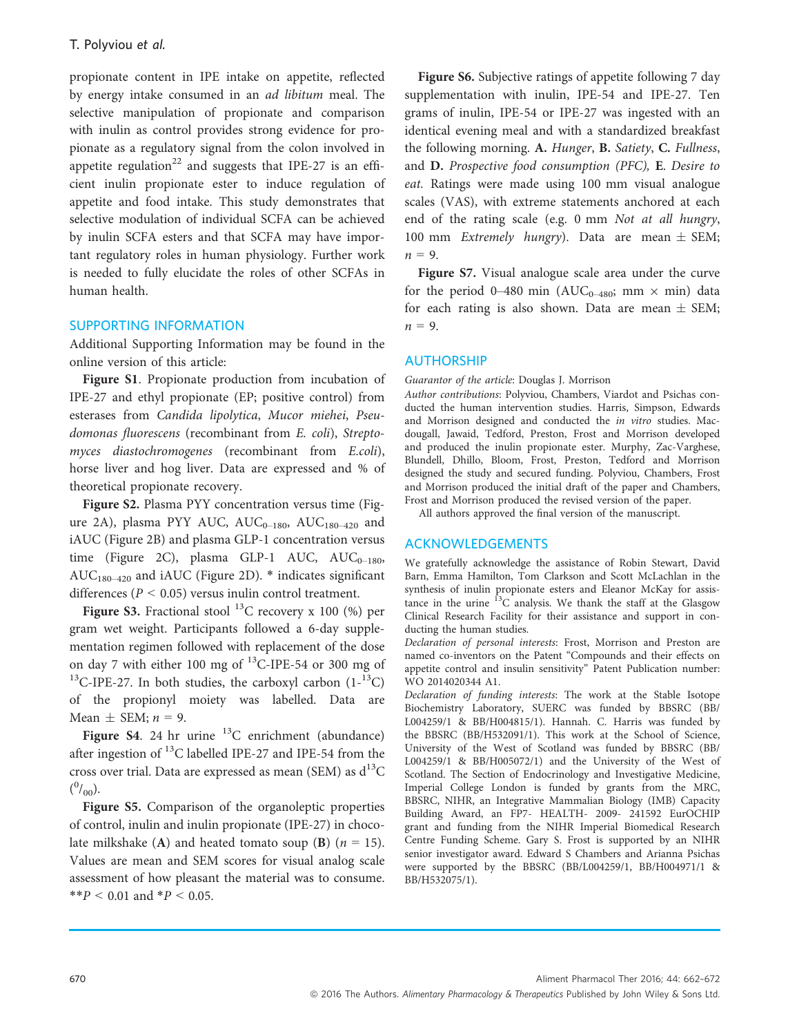propionate content in IPE intake on appetite, reflected by energy intake consumed in an *ad libitum* meal. The selective manipulation of propionate and comparison with inulin as control provides strong evidence for propionate as a regulatory signal from the colon involved in appetite regulation[22] and suggests that IPE-27 is an efficient inulin propionate ester to induce regulation of appetite and food intake. This study demonstrates that selective modulation of individual SCFA can be achieved by inulin SCFA esters and that SCFA may have important regulatory roles in human physiology. Further work is needed to fully elucidate the roles of other SCFAs in human health.

## SUPPORTING INFORMATION

Additional Supporting Information may be found in the online version of this article:

**Figure S1**. Propionate production from incubation of IPE-27 and ethyl propionate (EP; positive control) from esterases from *Candida lipolytica*, *Mucor miehei*, *Pseudomonas fluorescens* (recombinant from *E. coli*), *Streptomyces diastochromogenes* (recombinant from *E.coli*), horse liver and hog liver. Data are expressed and % of theoretical propionate recovery.

**Figure S2.** Plasma PYY concentration versus time (Figure 2A), plasma PYY AUC, $AUC_{0-180}$, $AUC_{180-420}$ and iAUC (Figure 2B) and plasma GLP-1 concentration versus time (Figure 2C), plasma GLP-1 AUC, $AUC_{0-180}$, $AUC_{180-420}$ and iAUC (Figure 2D). * indicates significant differences ($P < 0.05$) versus inulin control treatment.

**Figure S3.** Fractional stool $^{13}$C recovery x 100 (%) per gram wet weight. Participants followed a 6-day supplementation regimen followed with replacement of the dose on day 7 with either 100 mg of $^{13}$C-IPE-54 or 300 mg of $^{13}$C-IPE-27. In both studies, the carboxyl carbon (1-$^{13}$C) of the propionyl moiety was labelled. Data are Mean ± SEM; $n = 9$.

**Figure S4**. 24 hr urine $^{13}$C enrichment (abundance) after ingestion of $^{13}$C labelled IPE-27 and IPE-54 from the cross over trial. Data are expressed as mean (SEM) as $d^{13}C$ ($^{0}/_{00}$).

**Figure S5.** Comparison of the organoleptic properties of control, inulin and inulin propionate (IPE-27) in chocolate milkshake (**A**) and heated tomato soup (**B**) ($n = 15$). Values are mean and SEM scores for visual analog scale assessment of how pleasant the material was to consume. $^{**}P < 0.01$ and $^{*}P < 0.05$.

**Figure S6.** Subjective ratings of appetite following 7 day supplementation with inulin, IPE-54 and IPE-27. Ten grams of inulin, IPE-54 or IPE-27 was ingested with an identical evening meal and with a standardized breakfast the following morning. **A.** *Hunger*, **B.** *Satiety*, **C.** *Fullness*, and **D.** *Prospective food consumption (PFC),* **E**. *Desire to eat.* Ratings were made using 100 mm visual analogue scales (VAS), with extreme statements anchored at each end of the rating scale (e.g. 0 mm *Not at all hungry*, 100 mm *Extremely hungry*). Data are mean ± SEM; $n = 9$.

**Figure S7.** Visual analogue scale area under the curve for the period 0–480 min ($AUC_{0-480}$; mm × min) data for each rating is also shown. Data are mean ± SEM; $n = 9$.

## AUTHORSHIP

*Guarantor of the article*: Douglas J. Morrison

*Author contributions*: Polyviou, Chambers, Viardot and Psichas conducted the human intervention studies. Harris, Simpson, Edwards and Morrison designed and conducted the *in vitro* studies. Macdougall, Jawaid, Tedford, Preston, Frost and Morrison developed and produced the inulin propionate ester. Murphy, Zac-Varghese, Blundell, Dhillo, Bloom, Frost, Preston, Tedford and Morrison designed the study and secured funding. Polyviou, Chambers, Frost and Morrison produced the initial draft of the paper and Chambers, Frost and Morrison produced the revised version of the paper.

All authors approved the final version of the manuscript.

## ACKNOWLEDGEMENTS

We gratefully acknowledge the assistance of Robin Stewart, David Barn, Emma Hamilton, Tom Clarkson and Scott McLachlan in the synthesis of inulin propionate esters and Eleanor McKay for assistance in the urine $^{13}$C analysis. We thank the staff at the Glasgow Clinical Research Facility for their assistance and support in conducting the human studies.

*Declaration of personal interests*: Frost, Morrison and Preston are named co-inventors on the Patent "Compounds and their effects on appetite control and insulin sensitivity" Patent Publication number: WO 2014020344 A1.

*Declaration of funding interests*: The work at the Stable Isotope Biochemistry Laboratory, SUERC was funded by BBSRC (BB/L004259/1 & BB/H004815/1). Hannah. C. Harris was funded by the BBSRC (BB/H532091/1). This work at the School of Science, University of the West of Scotland was funded by BBSRC (BB/L004259/1 & BB/H005072/1) and the University of the West of Scotland. The Section of Endocrinology and Investigative Medicine, Imperial College London is funded by grants from the MRC, BBSRC, NIHR, an Integrative Mammalian Biology (IMB) Capacity Building Award, an FP7- HEALTH- 2009- 241592 EurOCHIP grant and funding from the NIHR Imperial Biomedical Research Centre Funding Scheme. Gary S. Frost is supported by an NIHR senior investigator award. Edward S Chambers and Arianna Psichas were supported by the BBSRC (BB/L004259/1, BB/H004971/1 & BB/H532075/1).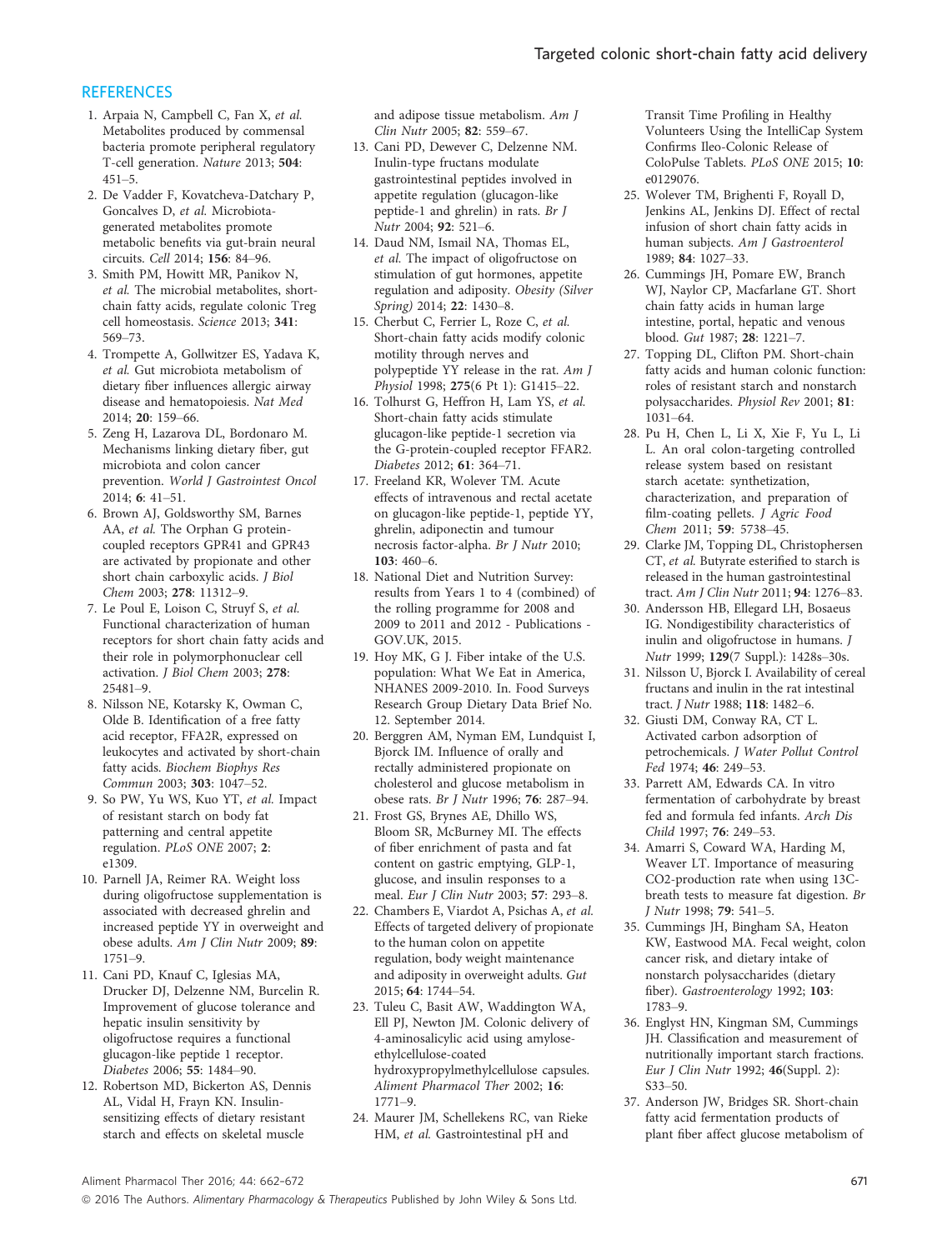## REFERENCES

1. Arpaia N, Campbell C, Fan X, *et al.* Metabolites produced by commensal bacteria promote peripheral regulatory T-cell generation. *Nature* 2013; **504**: 451–5.
2. De Vadder F, Kovatcheva-Datchary P, Goncalves D, *et al.* Microbiota-generated metabolites promote metabolic benefits via gut-brain neural circuits. *Cell* 2014; **156**: 84–96.
3. Smith PM, Howitt MR, Panikov N, *et al.* The microbial metabolites, short-chain fatty acids, regulate colonic Treg cell homeostasis. *Science* 2013; **341**: 569–73.
4. Trompette A, Gollwitzer ES, Yadava K, *et al.* Gut microbiota metabolism of dietary fiber influences allergic airway disease and hematopoiesis. *Nat Med* 2014; **20**: 159–66.
5. Zeng H, Lazarova DL, Bordonaro M. Mechanisms linking dietary fiber, gut microbiota and colon cancer prevention. *World J Gastrointest Oncol* 2014; **6**: 41–51.
6. Brown AJ, Goldsworthy SM, Barnes AA, *et al.* The Orphan G protein-coupled receptors GPR41 and GPR43 are activated by propionate and other short chain carboxylic acids. *J Biol Chem* 2003; **278**: 11312–9.
7. Le Poul E, Loison C, Struyf S, *et al.* Functional characterization of human receptors for short chain fatty acids and their role in polymorphonuclear cell activation. *J Biol Chem* 2003; **278**: 25481–9.
8. Nilsson NE, Kotarsky K, Owman C, Olde B. Identification of a free fatty acid receptor, FFA2R, expressed on leukocytes and activated by short-chain fatty acids. *Biochem Biophys Res Commun* 2003; **303**: 1047–52.
9. So PW, Yu WS, Kuo YT, *et al.* Impact of resistant starch on body fat patterning and central appetite regulation. *PLoS ONE* 2007; **2**: e1309.
10. Parnell JA, Reimer RA. Weight loss during oligofructose supplementation is associated with decreased ghrelin and increased peptide YY in overweight and obese adults. *Am J Clin Nutr* 2009; **89**: 1751–9.
11. Cani PD, Knauf C, Iglesias MA, Drucker DJ, Delzenne NM, Burcelin R. Improvement of glucose tolerance and hepatic insulin sensitivity by oligofructose requires a functional glucagon-like peptide 1 receptor. *Diabetes* 2006; **55**: 1484–90.
12. Robertson MD, Bickerton AS, Dennis AL, Vidal H, Frayn KN. Insulin-sensitizing effects of dietary resistant starch and effects on skeletal muscle and adipose tissue metabolism. *Am J Clin Nutr* 2005; **82**: 559–67.
13. Cani PD, Dewever C, Delzenne NM. Inulin-type fructans modulate gastrointestinal peptides involved in appetite regulation (glucagon-like peptide-1 and ghrelin) in rats. *Br J Nutr* 2004; **92**: 521–6.
14. Daud NM, Ismail NA, Thomas EL, *et al.* The impact of oligofructose on stimulation of gut hormones, appetite regulation and adiposity. *Obesity (Silver Spring)* 2014; **22**: 1430–8.
15. Cherbut C, Ferrier L, Roze C, *et al.* Short-chain fatty acids modify colonic motility through nerves and polypeptide YY release in the rat. *Am J Physiol* 1998; **275**(6 Pt 1): G1415–22.
16. Tolhurst G, Heffron H, Lam YS, *et al.* Short-chain fatty acids stimulate glucagon-like peptide-1 secretion via the G-protein-coupled receptor FFAR2. *Diabetes* 2012; **61**: 364–71.
17. Freeland KR, Wolever TM. Acute effects of intravenous and rectal acetate on glucagon-like peptide-1, peptide YY, ghrelin, adiponectin and tumour necrosis factor-alpha. *Br J Nutr* 2010; **103**: 460–6.
18. National Diet and Nutrition Survey: results from Years 1 to 4 (combined) of the rolling programme for 2008 and 2009 to 2011 and 2012 - Publications - GOV.UK, 2015.
19. Hoy MK, G J. Fiber intake of the U.S. population: What We Eat in America, NHANES 2009-2010. In. Food Surveys Research Group Dietary Data Brief No. 12. September 2014.
20. Berggren AM, Nyman EM, Lundquist I, Bjorck IM. Influence of orally and rectally administered propionate on cholesterol and glucose metabolism in obese rats. *Br J Nutr* 1996; **76**: 287–94.
21. Frost GS, Brynes AE, Dhillo WS, Bloom SR, McBurney MI. The effects of fiber enrichment of pasta and fat content on gastric emptying, GLP-1, glucose, and insulin responses to a meal. *Eur J Clin Nutr* 2003; **57**: 293–8.
22. Chambers E, Viardot A, Psichas A, *et al.* Effects of targeted delivery of propionate to the human colon on appetite regulation, body weight maintenance and adiposity in overweight adults. *Gut* 2015; **64**: 1744–54.
23. Tuleu C, Basit AW, Waddington WA, Ell PJ, Newton JM. Colonic delivery of 4-aminosalicylic acid using amylose-ethylcellulose-coated hydroxypropylmethylcellulose capsules. *Aliment Pharmacol Ther* 2002; **16**: 1771–9.
24. Maurer JM, Schellekens RC, van Rieke HM, *et al.* Gastrointestinal pH and Transit Time Profiling in Healthy Volunteers Using the IntelliCap System Confirms Ileo-Colonic Release of ColoPulse Tablets. *PLoS ONE* 2015; **10**: e0129076.
25. Wolever TM, Brighenti F, Royall D, Jenkins AL, Jenkins DJ. Effect of rectal infusion of short chain fatty acids in human subjects. *Am J Gastroenterol* 1989; **84**: 1027–33.
26. Cummings JH, Pomare EW, Branch WJ, Naylor CP, Macfarlane GT. Short chain fatty acids in human large intestine, portal, hepatic and venous blood. *Gut* 1987; **28**: 1221–7.
27. Topping DL, Clifton PM. Short-chain fatty acids and human colonic function: roles of resistant starch and nonstarch polysaccharides. *Physiol Rev* 2001; **81**: 1031–64.
28. Pu H, Chen L, Li X, Xie F, Yu L, Li L. An oral colon-targeting controlled release system based on resistant starch acetate: synthetization, characterization, and preparation of film-coating pellets. *J Agric Food Chem* 2011; **59**: 5738–45.
29. Clarke JM, Topping DL, Christophersen CT, *et al.* Butyrate esterified to starch is released in the human gastrointestinal tract. *Am J Clin Nutr* 2011; **94**: 1276–83.
30. Andersson HB, Ellegard LH, Bosaeus IG. Nondigestibility characteristics of inulin and oligofructose in humans. *J Nutr* 1999; **129**(7 Suppl.): 1428s–30s.
31. Nilsson U, Bjorck I. Availability of cereal fructans and inulin in the rat intestinal tract. *J Nutr* 1988; **118**: 1482–6.
32. Giusti DM, Conway RA, CT L. Activated carbon adsorption of petrochemicals. *J Water Pollut Control Fed* 1974; **46**: 249–53.
33. Parrett AM, Edwards CA. In vitro fermentation of carbohydrate by breast fed and formula fed infants. *Arch Dis Child* 1997; **76**: 249–53.
34. Amarri S, Coward WA, Harding M, Weaver LT. Importance of measuring CO2-production rate when using 13C-breath tests to measure fat digestion. *Br J Nutr* 1998; **79**: 541–5.
35. Cummings JH, Bingham SA, Heaton KW, Eastwood MA. Fecal weight, colon cancer risk, and dietary intake of nonstarch polysaccharides (dietary fiber). *Gastroenterology* 1992; **103**: 1783–9.
36. Englyst HN, Kingman SM, Cummings JH. Classification and measurement of nutritionally important starch fractions. *Eur J Clin Nutr* 1992; **46**(Suppl. 2): S33–50.
37. Anderson JW, Bridges SR. Short-chain fatty acid fermentation products of plant fiber affect glucose metabolism of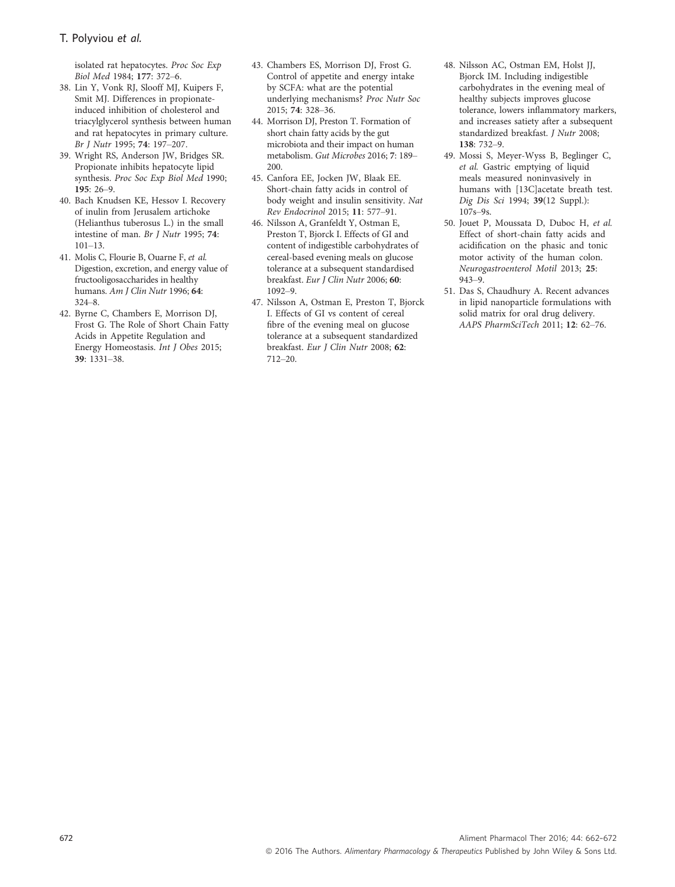isolated rat hepatocytes. *Proc Soc Exp Biol Med* 1984; **177**: 372–6.

38. Lin Y, Vonk RJ, Slooff MJ, Kuipers F, Smit MJ. Differences in propionate-induced inhibition of cholesterol and triacylglycerol synthesis between human and rat hepatocytes in primary culture. *Br J Nutr* 1995; **74**: 197–207.
39. Wright RS, Anderson JW, Bridges SR. Propionate inhibits hepatocyte lipid synthesis. *Proc Soc Exp Biol Med* 1990; **195**: 26–9.
40. Bach Knudsen KE, Hessov I. Recovery of inulin from Jerusalem artichoke (Helianthus tuberosus L.) in the small intestine of man. *Br J Nutr* 1995; **74**: 101–13.
41. Molis C, Flourie B, Ouarne F, *et al.* Digestion, excretion, and energy value of fructooligosaccharides in healthy humans. *Am J Clin Nutr* 1996; **64**: 324–8.
42. Byrne C, Chambers E, Morrison DJ, Frost G. The Role of Short Chain Fatty Acids in Appetite Regulation and Energy Homeostasis. *Int J Obes* 2015; **39**: 1331–38.
43. Chambers ES, Morrison DJ, Frost G. Control of appetite and energy intake by SCFA: what are the potential underlying mechanisms? *Proc Nutr Soc* 2015; **74**: 328–36.
44. Morrison DJ, Preston T. Formation of short chain fatty acids by the gut microbiota and their impact on human metabolism. *Gut Microbes* 2016; **7**: 189–200.
45. Canfora EE, Jocken JW, Blaak EE. Short-chain fatty acids in control of body weight and insulin sensitivity. *Nat Rev Endocrinol* 2015; **11**: 577–91.
46. Nilsson A, Granfeldt Y, Ostman E, Preston T, Bjorck I. Effects of GI and content of indigestible carbohydrates of cereal-based evening meals on glucose tolerance at a subsequent standardised breakfast. *Eur J Clin Nutr* 2006; **60**: 1092–9.
47. Nilsson A, Ostman E, Preston T, Bjorck I. Effects of GI vs content of cereal fibre of the evening meal on glucose tolerance at a subsequent standardized breakfast. *Eur J Clin Nutr* 2008; **62**: 712–20.
48. Nilsson AC, Ostman EM, Holst JJ, Bjorck IM. Including indigestible carbohydrates in the evening meal of healthy subjects improves glucose tolerance, lowers inflammatory markers, and increases satiety after a subsequent standardized breakfast. *J Nutr* 2008; **138**: 732–9.
49. Mossi S, Meyer-Wyss B, Beglinger C, *et al.* Gastric emptying of liquid meals measured noninvasively in humans with [13C]acetate breath test. *Dig Dis Sci* 1994; **39**(12 Suppl.): 107s–9s.
50. Jouet P, Moussata D, Duboc H, *et al.* Effect of short-chain fatty acids and acidification on the phasic and tonic motor activity of the human colon. *Neurogastroenterol Motil* 2013; **25**: 943–9.
51. Das S, Chaudhury A. Recent advances in lipid nanoparticle formulations with solid matrix for oral drug delivery. *AAPS PharmSciTech* 2011; **12**: 62–76.

© 2016 The Authors. *Alimentary Pharmacology & Therapeutics* Published by John Wiley & Sons Ltd.